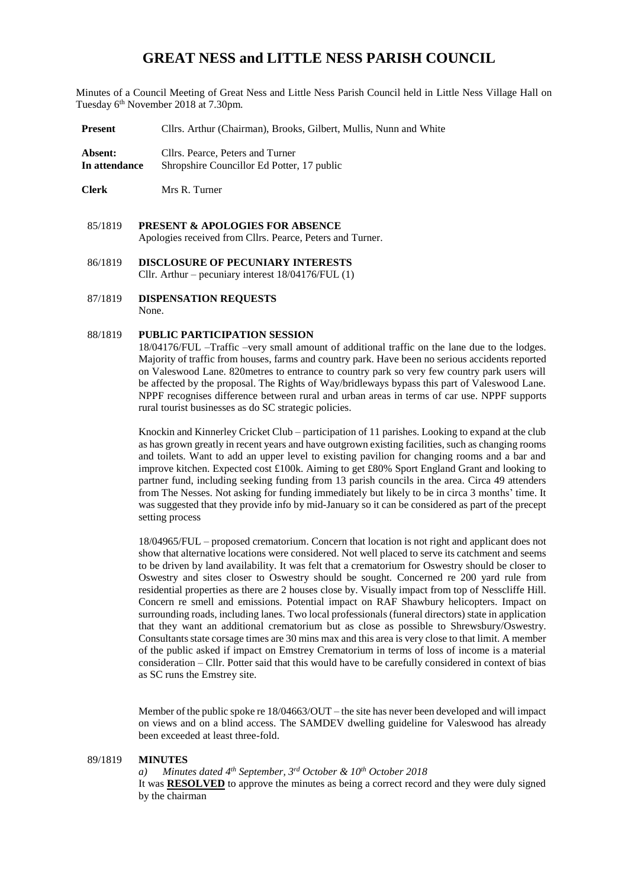# GREAT NESS and LITTLE NESS PARISH COUNCIL

Minutes of a Council Meeting of Great Ness and Little Ness Parish Council held in Little Ness Village Hall on Tuesday 6th November 2018 at 7.30pm.

| | |
|---|---|
| **Present** | Cllrs. Arthur (Chairman), Brooks, Gilbert, Mullis, Nunn and White |
| **Absent:** | Cllrs. Pearce, Peters and Turner |
| **In attendance** | Shropshire Councillor Ed Potter, 17 public |
| **Clerk** | Mrs R. Turner |

85/1819 **PRESENT & APOLOGIES FOR ABSENCE**
Apologies received from Cllrs. Pearce, Peters and Turner.

86/1819 **DISCLOSURE OF PECUNIARY INTERESTS**
Cllr. Arthur – pecuniary interest 18/04176/FUL (1)

87/1819 **DISPENSATION REQUESTS**
None.

88/1819 **PUBLIC PARTICIPATION SESSION**
18/04176/FUL –Traffic –very small amount of additional traffic on the lane due to the lodges. Majority of traffic from houses, farms and country park. Have been no serious accidents reported on Valeswood Lane. 820metres to entrance to country park so very few country park users will be affected by the proposal. The Rights of Way/bridleways bypass this part of Valeswood Lane. NPPF recognises difference between rural and urban areas in terms of car use. NPPF supports rural tourist businesses as do SC strategic policies.

Knockin and Kinnerley Cricket Club – participation of 11 parishes. Looking to expand at the club as has grown greatly in recent years and have outgrown existing facilities, such as changing rooms and toilets. Want to add an upper level to existing pavilion for changing rooms and a bar and improve kitchen. Expected cost £100k. Aiming to get £80% Sport England Grant and looking to partner fund, including seeking funding from 13 parish councils in the area. Circa 49 attenders from The Nesses. Not asking for funding immediately but likely to be in circa 3 months' time. It was suggested that they provide info by mid-January so it can be considered as part of the precept setting process

18/04965/FUL – proposed crematorium. Concern that location is not right and applicant does not show that alternative locations were considered. Not well placed to serve its catchment and seems to be driven by land availability. It was felt that a crematorium for Oswestry should be closer to Oswestry and sites closer to Oswestry should be sought. Concerned re 200 yard rule from residential properties as there are 2 houses close by. Visually impact from top of Nesscliffe Hill. Concern re smell and emissions. Potential impact on RAF Shawbury helicopters. Impact on surrounding roads, including lanes. Two local professionals (funeral directors) state in application that they want an additional crematorium but as close as possible to Shrewsbury/Oswestry. Consultants state corsage times are 30 mins max and this area is very close to that limit. A member of the public asked if impact on Emstrey Crematorium in terms of loss of income is a material consideration – Cllr. Potter said that this would have to be carefully considered in context of bias as SC runs the Emstrey site.

Member of the public spoke re 18/04663/OUT – the site has never been developed and will impact on views and on a blind access. The SAMDEV dwelling guideline for Valeswood has already been exceeded at least three-fold.

89/1819 **MINUTES**
*a) Minutes dated 4th September, 3rd October & 10th October 2018*
It was **RESOLVED** to approve the minutes as being a correct record and they were duly signed by the chairman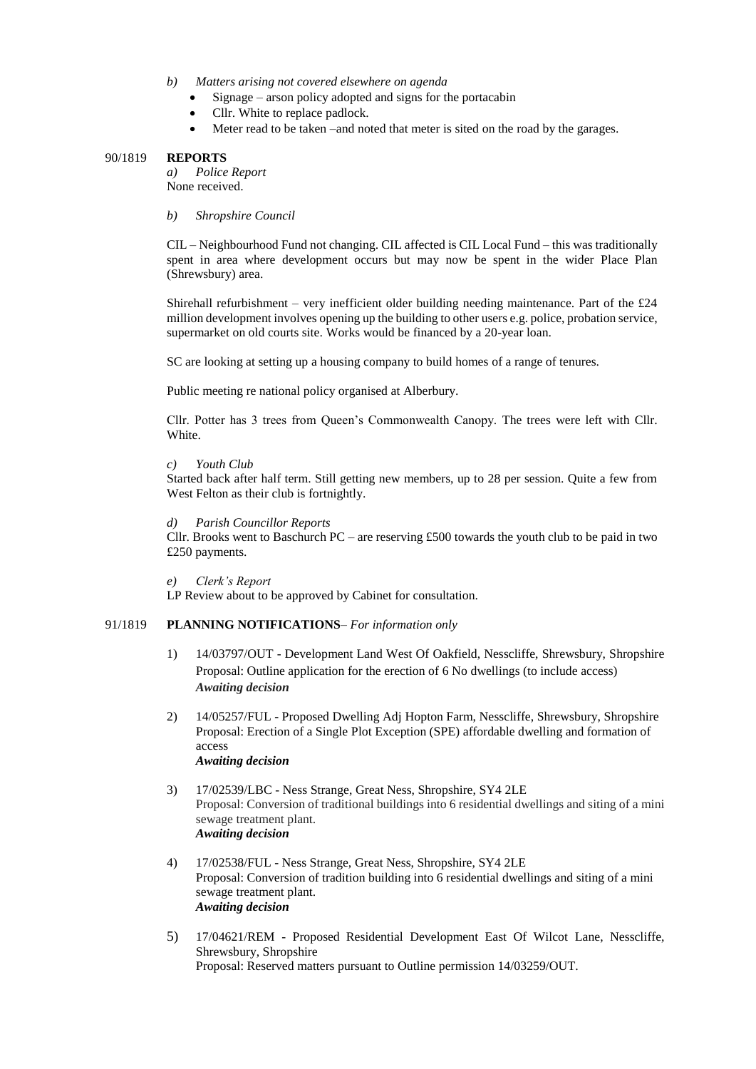*b) Matters arising not covered elsewhere on agenda*

- Signage – arson policy adopted and signs for the portacabin
- Cllr. White to replace padlock.
- Meter read to be taken –and noted that meter is sited on the road by the garages.

## 90/1819 REPORTS

*a) Police Report*

None received.

*b) Shropshire Council*

CIL – Neighbourhood Fund not changing. CIL affected is CIL Local Fund – this was traditionally spent in area where development occurs but may now be spent in the wider Place Plan (Shrewsbury) area.

Shirehall refurbishment – very inefficient older building needing maintenance. Part of the £24 million development involves opening up the building to other users e.g. police, probation service, supermarket on old courts site. Works would be financed by a 20-year loan.

SC are looking at setting up a housing company to build homes of a range of tenures.

Public meeting re national policy organised at Alberbury.

Cllr. Potter has 3 trees from Queen's Commonwealth Canopy. The trees were left with Cllr. White.

*c) Youth Club*

Started back after half term. Still getting new members, up to 28 per session. Quite a few from West Felton as their club is fortnightly.

*d) Parish Councillor Reports*

Cllr. Brooks went to Baschurch PC – are reserving £500 towards the youth club to be paid in two £250 payments.

*e) Clerk's Report*

LP Review about to be approved by Cabinet for consultation.

## 91/1819 PLANNING NOTIFICATIONS– *For information only*

1) 14/03797/OUT - Development Land West Of Oakfield, Nesscliffe, Shrewsbury, Shropshire
Proposal: Outline application for the erection of 6 No dwellings (to include access)
***Awaiting decision***

2) 14/05257/FUL - Proposed Dwelling Adj Hopton Farm, Nesscliffe, Shrewsbury, Shropshire
Proposal: Erection of a Single Plot Exception (SPE) affordable dwelling and formation of access
***Awaiting decision***

3) 17/02539/LBC - Ness Strange, Great Ness, Shropshire, SY4 2LE
Proposal: Conversion of traditional buildings into 6 residential dwellings and siting of a mini sewage treatment plant.
***Awaiting decision***

4) 17/02538/FUL - Ness Strange, Great Ness, Shropshire, SY4 2LE
Proposal: Conversion of tradition building into 6 residential dwellings and siting of a mini sewage treatment plant.
***Awaiting decision***

5) 17/04621/REM - Proposed Residential Development East Of Wilcot Lane, Nesscliffe, Shrewsbury, Shropshire
Proposal: Reserved matters pursuant to Outline permission 14/03259/OUT.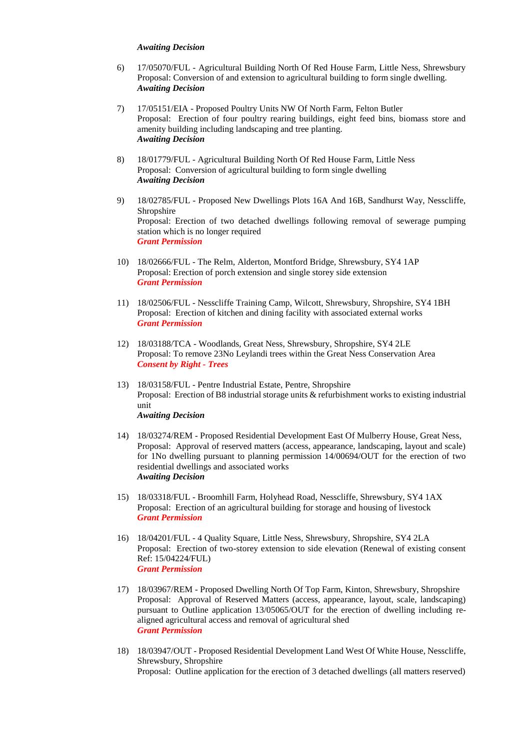***Awaiting Decision***

6) 17/05070/FUL - Agricultural Building North Of Red House Farm, Little Ness, Shrewsbury
Proposal: Conversion of and extension to agricultural building to form single dwelling.
***Awaiting Decision***

7) 17/05151/EIA - Proposed Poultry Units NW Of North Farm, Felton Butler
Proposal: Erection of four poultry rearing buildings, eight feed bins, biomass store and amenity building including landscaping and tree planting.
***Awaiting Decision***

8) 18/01779/FUL - Agricultural Building North Of Red House Farm, Little Ness
Proposal: Conversion of agricultural building to form single dwelling
***Awaiting Decision***

9) 18/02785/FUL - Proposed New Dwellings Plots 16A And 16B, Sandhurst Way, Nesscliffe, Shropshire
Proposal: Erection of two detached dwellings following removal of sewerage pumping station which is no longer required
***Grant Permission***

10) 18/02666/FUL - The Relm, Alderton, Montford Bridge, Shrewsbury, SY4 1AP
Proposal: Erection of porch extension and single storey side extension
***Grant Permission***

11) 18/02506/FUL - Nesscliffe Training Camp, Wilcott, Shrewsbury, Shropshire, SY4 1BH
Proposal: Erection of kitchen and dining facility with associated external works
***Grant Permission***

12) 18/03188/TCA - Woodlands, Great Ness, Shrewsbury, Shropshire, SY4 2LE
Proposal: To remove 23No Leylandi trees within the Great Ness Conservation Area
***Consent by Right - Trees***

13) 18/03158/FUL - Pentre Industrial Estate, Pentre, Shropshire
Proposal: Erection of B8 industrial storage units & refurbishment works to existing industrial unit
***Awaiting Decision***

14) 18/03274/REM - Proposed Residential Development East Of Mulberry House, Great Ness,
Proposal: Approval of reserved matters (access, appearance, landscaping, layout and scale) for 1No dwelling pursuant to planning permission 14/00694/OUT for the erection of two residential dwellings and associated works
***Awaiting Decision***

15) 18/03318/FUL - Broomhill Farm, Holyhead Road, Nesscliffe, Shrewsbury, SY4 1AX
Proposal: Erection of an agricultural building for storage and housing of livestock
***Grant Permission***

16) 18/04201/FUL - 4 Quality Square, Little Ness, Shrewsbury, Shropshire, SY4 2LA
Proposal: Erection of two-storey extension to side elevation (Renewal of existing consent Ref: 15/04224/FUL)
***Grant Permission***

17) 18/03967/REM - Proposed Dwelling North Of Top Farm, Kinton, Shrewsbury, Shropshire
Proposal: Approval of Reserved Matters (access, appearance, layout, scale, landscaping) pursuant to Outline application 13/05065/OUT for the erection of dwelling including re-aligned agricultural access and removal of agricultural shed
***Grant Permission***

18) 18/03947/OUT - Proposed Residential Development Land West Of White House, Nesscliffe, Shrewsbury, Shropshire
Proposal: Outline application for the erection of 3 detached dwellings (all matters reserved)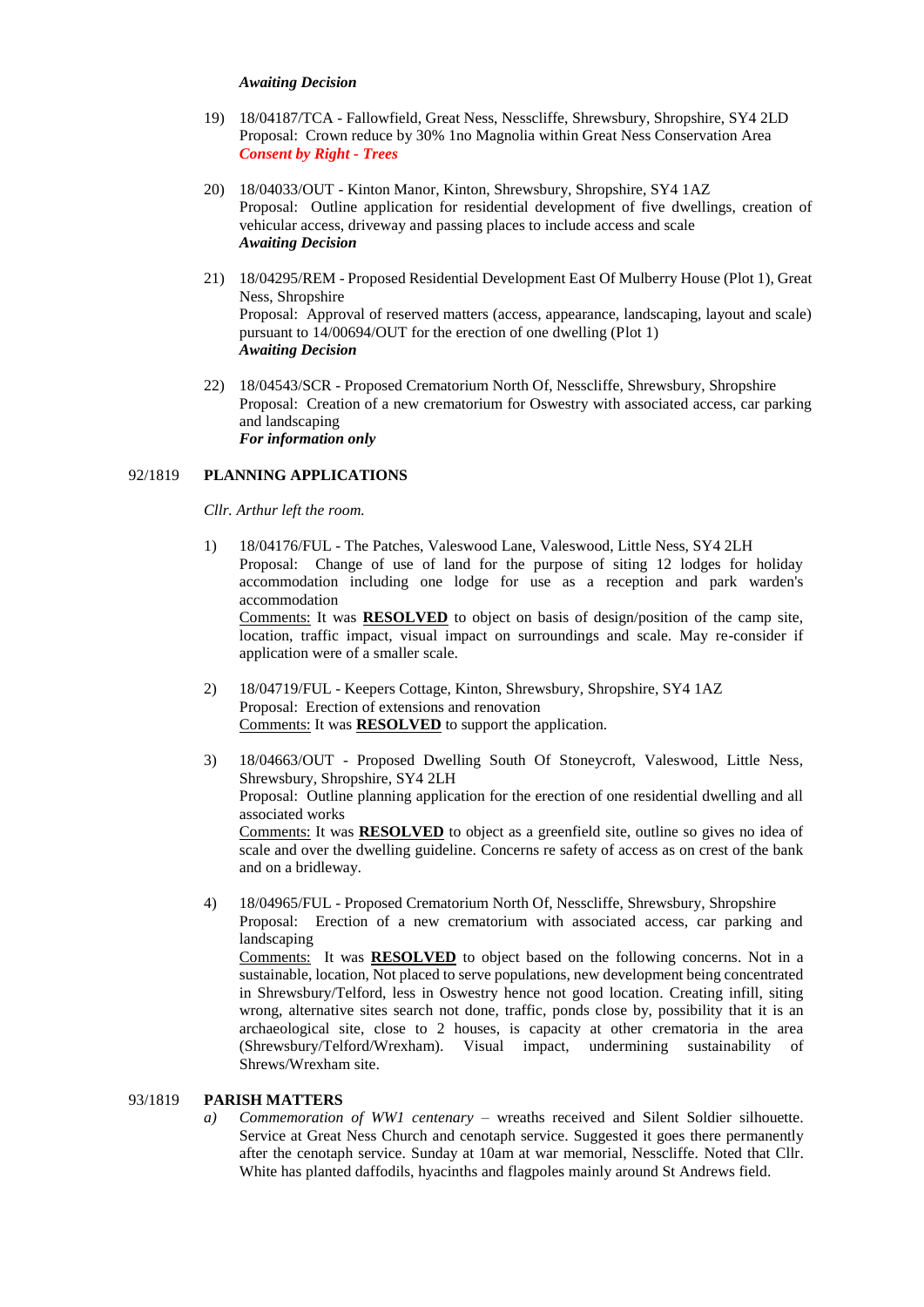*Awaiting Decision*

19) 18/04187/TCA - Fallowfield, Great Ness, Nesscliffe, Shrewsbury, Shropshire, SY4 2LD
Proposal: Crown reduce by 30% 1no Magnolia within Great Ness Conservation Area
***Consent by Right - Trees***

20) 18/04033/OUT - Kinton Manor, Kinton, Shrewsbury, Shropshire, SY4 1AZ
Proposal: Outline application for residential development of five dwellings, creation of vehicular access, driveway and passing places to include access and scale
***Awaiting Decision***

21) 18/04295/REM - Proposed Residential Development East Of Mulberry House (Plot 1), Great Ness, Shropshire
Proposal: Approval of reserved matters (access, appearance, landscaping, layout and scale) pursuant to 14/00694/OUT for the erection of one dwelling (Plot 1)
***Awaiting Decision***

22) 18/04543/SCR - Proposed Crematorium North Of, Nesscliffe, Shrewsbury, Shropshire
Proposal: Creation of a new crematorium for Oswestry with associated access, car parking and landscaping
***For information only***

92/1819 **PLANNING APPLICATIONS**

*Cllr. Arthur left the room.*

1) 18/04176/FUL - The Patches, Valeswood Lane, Valeswood, Little Ness, SY4 2LH
Proposal: Change of use of land for the purpose of siting 12 lodges for holiday accommodation including one lodge for use as a reception and park warden's accommodation
Comments: It was **RESOLVED** to object on basis of design/position of the camp site, location, traffic impact, visual impact on surroundings and scale. May re-consider if application were of a smaller scale.

2) 18/04719/FUL - Keepers Cottage, Kinton, Shrewsbury, Shropshire, SY4 1AZ
Proposal: Erection of extensions and renovation
Comments: It was **RESOLVED** to support the application.

3) 18/04663/OUT - Proposed Dwelling South Of Stoneycroft, Valeswood, Little Ness, Shrewsbury, Shropshire, SY4 2LH
Proposal: Outline planning application for the erection of one residential dwelling and all associated works
Comments: It was **RESOLVED** to object as a greenfield site, outline so gives no idea of scale and over the dwelling guideline. Concerns re safety of access as on crest of the bank and on a bridleway.

4) 18/04965/FUL - Proposed Crematorium North Of, Nesscliffe, Shrewsbury, Shropshire
Proposal: Erection of a new crematorium with associated access, car parking and landscaping
Comments: It was **RESOLVED** to object based on the following concerns. Not in a sustainable, location, Not placed to serve populations, new development being concentrated in Shrewsbury/Telford, less in Oswestry hence not good location. Creating infill, siting wrong, alternative sites search not done, traffic, ponds close by, possibility that it is an archaeological site, close to 2 houses, is capacity at other crematoria in the area (Shrewsbury/Telford/Wrexham). Visual impact, undermining sustainability of Shrews/Wrexham site.

93/1819 **PARISH MATTERS**

a) *Commemoration of WW1 centenary* – wreaths received and Silent Soldier silhouette. Service at Great Ness Church and cenotaph service. Suggested it goes there permanently after the cenotaph service. Sunday at 10am at war memorial, Nesscliffe. Noted that Cllr. White has planted daffodils, hyacinths and flagpoles mainly around St Andrews field.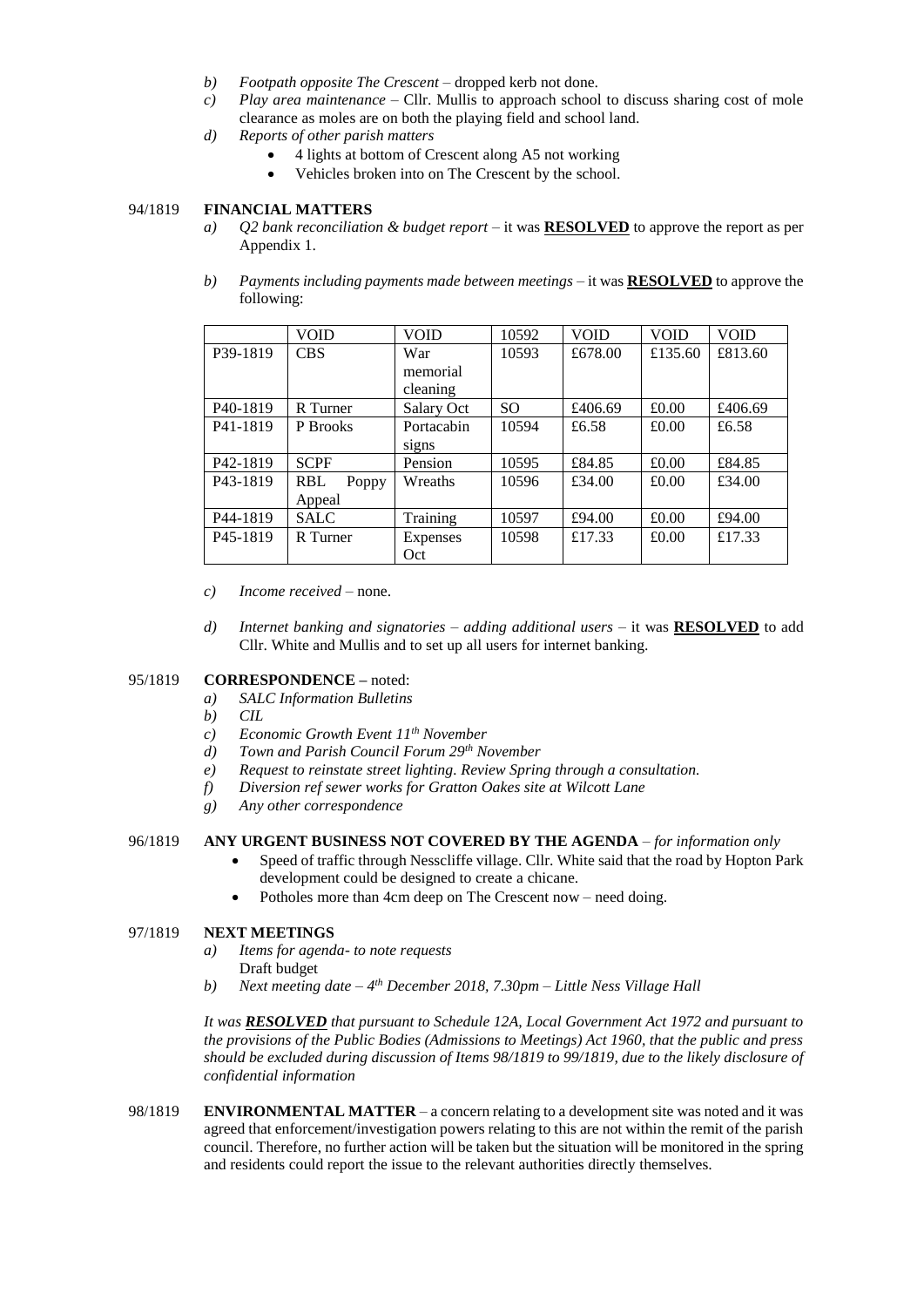b) *Footpath opposite The Crescent* – dropped kerb not done.
c) *Play area maintenance* – Cllr. Mullis to approach school to discuss sharing cost of mole clearance as moles are on both the playing field and school land.
d) *Reports of other parish matters*
   - 4 lights at bottom of Crescent along A5 not working
   - Vehicles broken into on The Crescent by the school.

94/1819 **FINANCIAL MATTERS**

a) *Q2 bank reconciliation & budget report* – it was **RESOLVED** to approve the report as per Appendix 1.

b) *Payments including payments made between meetings* – it was **RESOLVED** to approve the following:

| | VOID | VOID | 10592 | VOID | VOID | VOID |
|---|---|---|---|---|---|---|
| P39-1819 | CBS | War memorial cleaning | 10593 | £678.00 | £135.60 | £813.60 |
| P40-1819 | R Turner | Salary Oct | SO | £406.69 | £0.00 | £406.69 |
| P41-1819 | P Brooks | Portacabin signs | 10594 | £6.58 | £0.00 | £6.58 |
| P42-1819 | SCPF | Pension | 10595 | £84.85 | £0.00 | £84.85 |
| P43-1819 | RBL Poppy Appeal | Wreaths | 10596 | £34.00 | £0.00 | £34.00 |
| P44-1819 | SALC | Training | 10597 | £94.00 | £0.00 | £94.00 |
| P45-1819 | R Turner | Expenses Oct | 10598 | £17.33 | £0.00 | £17.33 |

c) *Income received* – none.

d) *Internet banking and signatories – adding additional users* – it was **RESOLVED** to add Cllr. White and Mullis and to set up all users for internet banking.

95/1819 **CORRESPONDENCE –** noted:

a) *SALC Information Bulletins*
b) *CIL*
c) *Economic Growth Event 11th November*
d) *Town and Parish Council Forum 29th November*
e) *Request to reinstate street lighting. Review Spring through a consultation.*
f) *Diversion ref sewer works for Gratton Oakes site at Wilcott Lane*
g) *Any other correspondence*

96/1819 **ANY URGENT BUSINESS NOT COVERED BY THE AGENDA** – *for information only*

- Speed of traffic through Nesscliffe village. Cllr. White said that the road by Hopton Park development could be designed to create a chicane.
- Potholes more than 4cm deep on The Crescent now – need doing.

97/1819 **NEXT MEETINGS**

a) *Items for agenda- to note requests*
   Draft budget
b) *Next meeting date – 4th December 2018, 7.30pm – Little Ness Village Hall*

*It was **RESOLVED** that pursuant to Schedule 12A, Local Government Act 1972 and pursuant to the provisions of the Public Bodies (Admissions to Meetings) Act 1960, that the public and press should be excluded during discussion of Items 98/1819 to 99/1819, due to the likely disclosure of confidential information*

98/1819 **ENVIRONMENTAL MATTER** – a concern relating to a development site was noted and it was agreed that enforcement/investigation powers relating to this are not within the remit of the parish council. Therefore, no further action will be taken but the situation will be monitored in the spring and residents could report the issue to the relevant authorities directly themselves.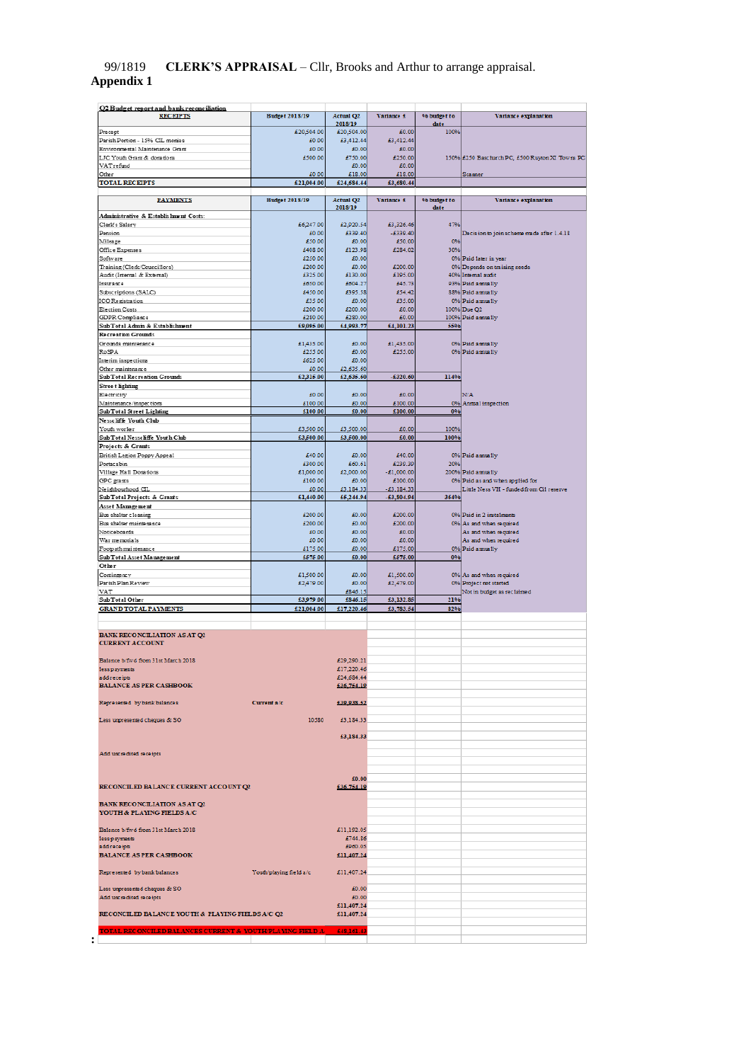99/1819 **CLERK'S APPRAISAL** – Cllr, Brooks and Arthur to arrange appraisal.

**Appendix 1**

**Q2 Budget report and bank reconciliation**

| RECEIPTS | Budget 2018/19 | Actual Q2 2018/19 | Variance £ | % budget to date | Variance explanation |
|---|---|---|---|---|---|
| Precept | £20,504.00 | £20,504.00 | £0.00 | 100% | |
| Parish Portion - 15% CIL monies | £0.00 | £3,412.44 | £3,412.44 | | |
| Environmental Maintenance Grant | £0.00 | £0.00 | £0.00 | | |
| LJC Youth Grant & donations | £500.00 | £750.00 | £250.00 | 150% | £250 Baschurch PC, £500 Ruyton XI Towns PC |
| VAT refund | | £0.00 | £0.00 | | |
| Other | £0.00 | £18.00 | £18.00 | | Scanner |
| **TOTAL RECEIPTS** | **£21,004.00** | **£24,684.44** | **£3,680.44** | | |

| PAYMENTS | Budget 2018/19 | Actual Q2 2018/19 | Variance £ | % budget to date | Variance explanation |
|---|---|---|---|---|---|
| **Administrative & Establishment Costs:** | | | | | |
| Clerk's Salary | £6,247.00 | £2,920.54 | £3,326.46 | 47% | |
| Pension | £0.00 | £339.40 | -£339.40 | | Decision to join scheme made after 1.4.18 |
| Mileage | £50.00 | £0.00 | £50.00 | 0% | |
| Office Expenses | £408.00 | £123.98 | £284.02 | 30% | |
| Software | £250.00 | £0.00 | | 0% | Paid later in year |
| Training (Clerk/Councillors) | £200.00 | £0.00 | £200.00 | 0% | Depends on training needs |
| Audit (Internal & External) | £325.00 | £130.00 | £195.00 | 40% | Internal audit |
| Insurance | £650.00 | £604.27 | £45.73 | 93% | Paid annually |
| Subscriptions (SALC) | £450.00 | £395.58 | £54.42 | 88% | Paid annually |
| ICO Registration | £35.00 | £0.00 | £35.00 | 0% | Paid annually |
| Election Costs | £200.00 | £200.00 | £0.00 | 100% | Due Q2 |
| GDPR Compliance | £280.00 | £280.00 | £0.00 | 100% | Paid annually |
| **Sub Total Admin & Establishment** | **£9,095.00** | **£4,993.77** | **£4,101.23** | **55%** | |
| **Recreation Grounds** | | | | | |
| Grounds maintenance | £1,435.00 | £0.00 | £1,435.00 | 0% | Paid annually |
| RoSPA | £255.00 | £0.00 | £255.00 | 0% | Paid annually |
| Interim inspection | £625.00 | £0.00 | | | |
| Other maintenance | £0.00 | £2,635.60 | | | |
| **Sub Total Recreation Grounds** | **£2,315.00** | **£2,635.60** | **-£320.60** | **114%** | |
| **Street lighting** | | | | | |
| Electricity | £0.00 | £0.00 | £0.00 | | N/A |
| Maintenance/inspections | £100.00 | £0.00 | £100.00 | 0% | Annual inspection |
| **Sub Total Street Lighting** | **£100.00** | **£0.00** | **£100.00** | **0%** | |
| **Nesscliffe Youth Club** | | | | | |
| Youth worker | £3,500.00 | £3,500.00 | £0.00 | 100% | |
| **Sub Total Nesscliffe Youth Club** | **£3,500.00** | **£3,500.00** | **£0.00** | **100%** | |
| **Projects & Grants** | | | | | |
| British Legion Poppy Appeal | £40.00 | £0.00 | £40.00 | 0% | Paid annually |
| Portacabin | £300.00 | £60.61 | £239.39 | 20% | |
| Village Hall Donations | £1,000.00 | £2,000.00 | -£1,000.00 | 200% | Paid annually |
| GPC grants | £100.00 | £0.00 | £100.00 | 0% | Paid as and when applied for |
| Neighbourhood CIL | £0.00 | £3,184.33 | -£3,184.33 | | Little Ness VH - funded from Cil reserve |
| **Sub Total Projects & Grants** | **£1,440.00** | **£5,244.94** | **-£3,804.94** | **364%** | |
| **Asset Management** | | | | | |
| Bus shelter cleaning | £200.00 | £0.00 | £200.00 | 0% | Paid in 2 instalments |
| Bus shelter maintenance | £200.00 | £0.00 | £200.00 | 0% | As and when required |
| Noticeboards | £0.00 | £0.00 | £0.00 | | As and when required |
| War memorials | £0.00 | £0.00 | £0.00 | | As and when required |
| Footpath maintenance | £175.00 | £0.00 | £175.00 | 0% | Paid annually |
| **Sub Total Asset Management** | **£575.00** | **£0.00** | **£575.00** | **0%** | |
| **Other** | | | | | |
| Contingency | £1,500.00 | £0.00 | £1,500.00 | 0% | As and when required |
| Parish Plan Review | £2,479.00 | £0.00 | £2,479.00 | 0% | Project not started |
| VAT | | £846.15 | | | Not in budget as reclaimed |
| **Sub Total Other** | **£3,979.00** | **£846.15** | **£3,132.85** | **21%** | |
| **GRAND TOTAL PAYMENTS** | **£21,004.00** | **£17,220.46** | **£3,783.54** | **82%** | |

| | | | |
|---|---|---|---|
| **BANK RECONCILIATION AS AT Q2** | | | |
| **CURRENT ACCOUNT** | | | |
| Balance b/fwd from 31st March 2018 | | | £29,290.21 |
| less payments | | | £17,220.46 |
| add receipts | | | £24,684.44 |
| **BALANCE AS PER CASHBOOK** | | | **£36,754.19** |
| Represented by bank balances | Current a/c | | £39,938.52 |
| Less unpresented cheques & SO | | 10580 | £3,184.33 |
| | | | £3,184.33 |
| Add uncredited receipts | | | |
| | | | £0.00 |
| **RECONCILED BALANCE CURRENT ACCOUNT Q2** | | | **£36,754.19** |
| **BANK RECONCILIATION AS AT Q2** | | | |
| **YOUTH & PLAYING FIELDS A/C** | | | |
| Balance b/fwd from 31st March 2018 | | | £11,192.05 |
| less payments | | | £744.86 |
| add receipts | | | £960.05 |
| **BALANCE AS PER CASHBOOK** | | | **£11,407.24** |
| Represented by bank balances | Youth/playing field a/c | | £11,407.24 |
| Less unpresented cheques & SO | | | £0.00 |
| Add uncredited receipts | | | £0.00 |
| | | | £11,407.24 |
| **RECONCILED BALANCE YOUTH & PLAYING FIELDS A/C Q2** | | | **£11,407.24** |
| **TOTAL RECONCILED BALANCES CURRENT & YOUTH/PLAYING FIELD A/C** | | | **£48,161.43** |